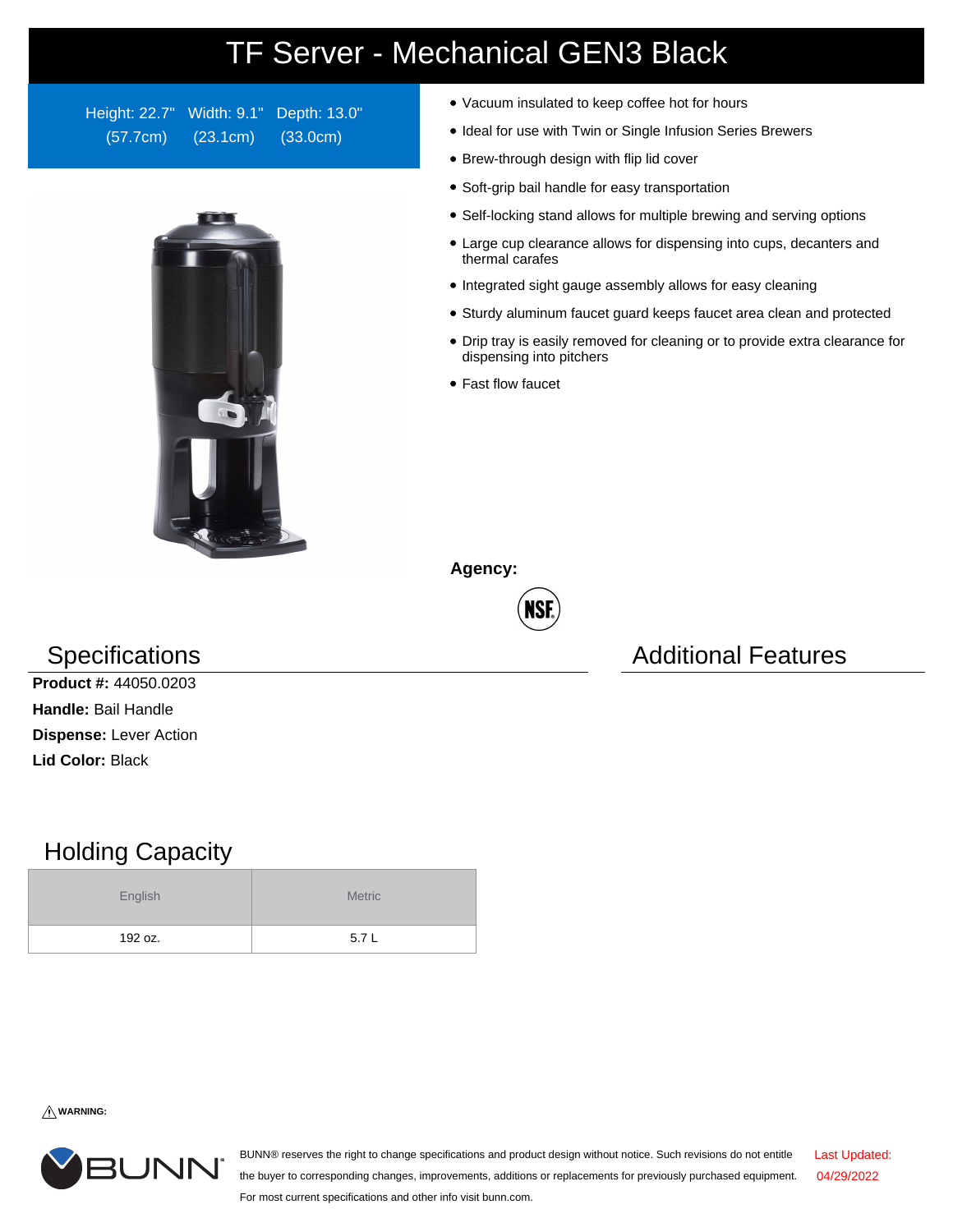# TF Server - Mechanical GEN3 Black

Height: 22.7" (57.7cm) | Width: 9.1" (23.1cm) | Depth: 13.0" (33.0cm)

- Vacuum insulated to keep coffee hot for hours
- Ideal for use with Twin or Single Infusion Series Brewers
- Brew-through design with flip lid cover
- Soft-grip bail handle for easy transportation
- Self-locking stand allows for multiple brewing and serving options
- Large cup clearance allows for dispensing into cups, decanters and thermal carafes
- Integrated sight gauge assembly allows for easy cleaning
- Sturdy aluminum faucet guard keeps faucet area clean and protected
- Drip tray is easily removed for cleaning or to provide extra clearance for dispensing into pitchers
- Fast flow faucet

**Agency:**

NSF

## Specifications

**Product #:** 44050.0203

**Handle:** Bail Handle

**Dispense:** Lever Action

**Lid Color:** Black

## Additional Features

## Holding Capacity

| English | Metric |
| --- | --- |
| 192 oz. | 5.7 L |

⚠ **WARNING:**

BUNN® reserves the right to change specifications and product design without notice. Such revisions do not entitle the buyer to corresponding changes, improvements, additions or replacements for previously purchased equipment. For most current specifications and other info visit bunn.com.

Last Updated: 04/29/2022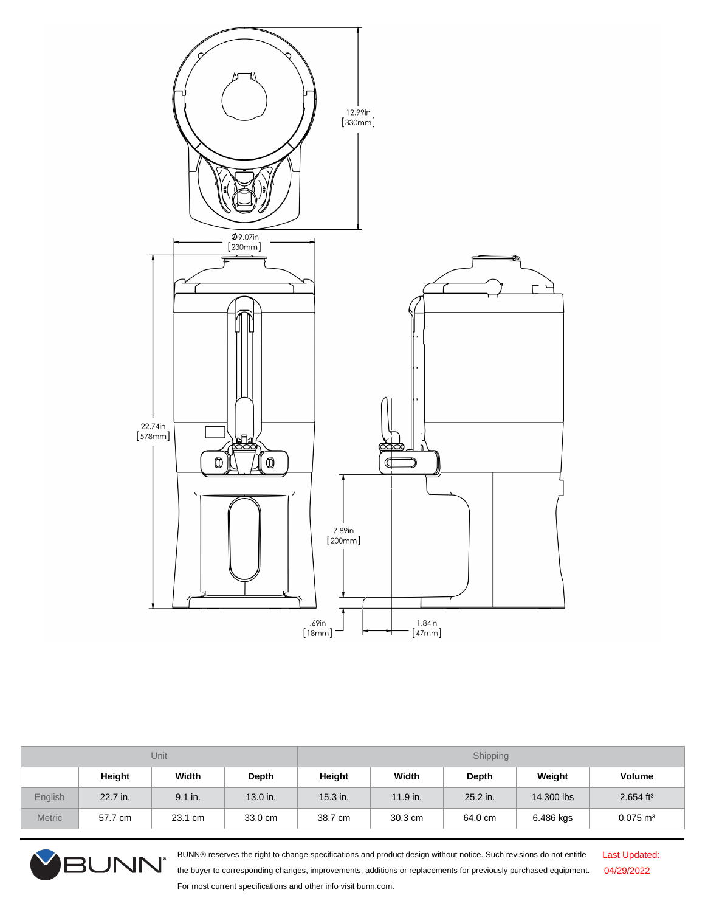12.99in [330mm]

Ø9.07in [230mm]

22.74in [578mm]

7.89in [200mm]

.69in [18mm]

1.84in [47mm]

| Unit | | | | Shipping | | | | |
|---|---|---|---|---|---|---|---|---|
| | Height | Width | Depth | Height | Width | Depth | Weight | Volume |
| English | 22.7 in. | 9.1 in. | 13.0 in. | 15.3 in. | 11.9 in. | 25.2 in. | 14.300 lbs | 2.654 ft³ |
| Metric | 57.7 cm | 23.1 cm | 33.0 cm | 38.7 cm | 30.3 cm | 64.0 cm | 6.486 kgs | 0.075 m³ |

BUNN® reserves the right to change specifications and product design without notice. Such revisions do not entitle the buyer to corresponding changes, improvements, additions or replacements for previously purchased equipment. For most current specifications and other info visit bunn.com.

Last Updated: 04/29/2022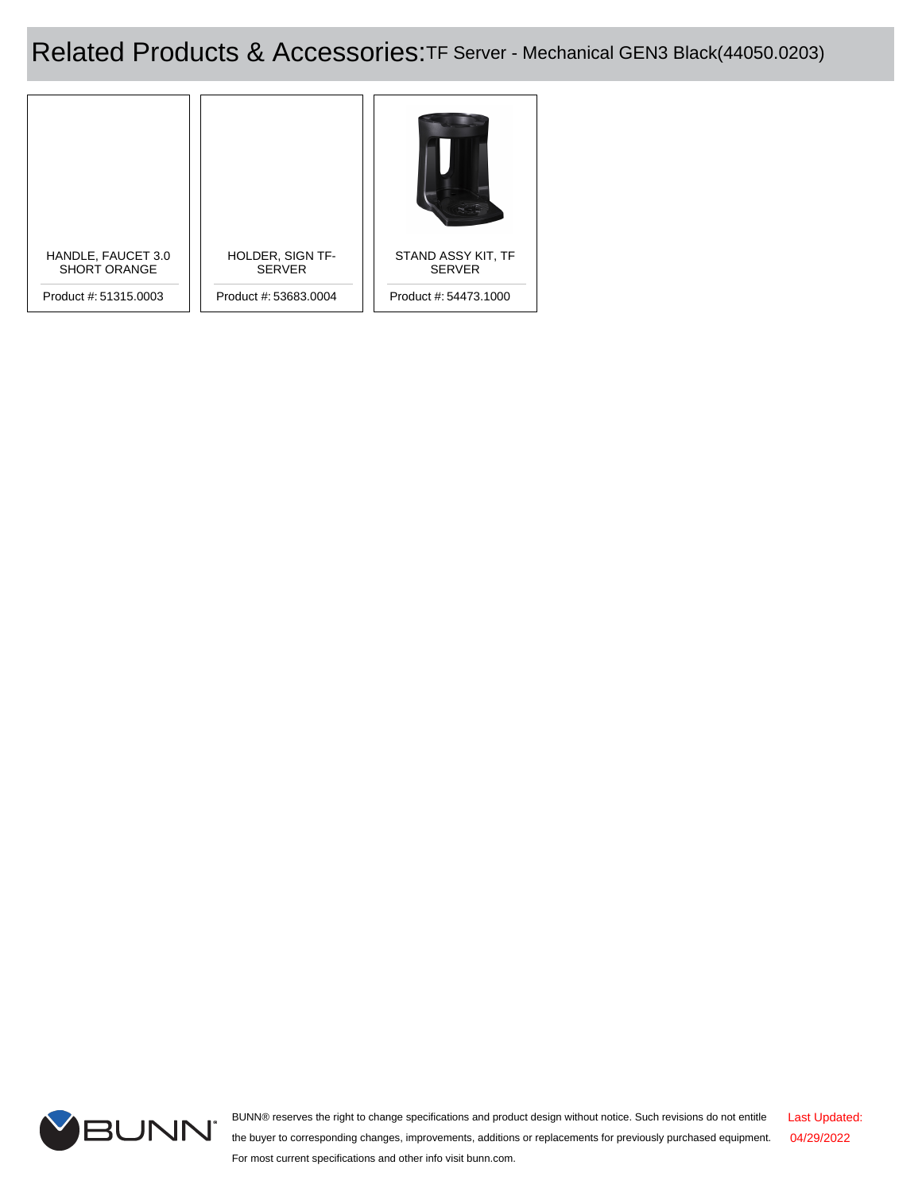# Related Products & Accessories: TF Server - Mechanical GEN3 Black(44050.0203)

| HANDLE, FAUCET 3.0 SHORT ORANGE | HOLDER, SIGN TF-SERVER | STAND ASSY KIT, TF SERVER |
|---|---|---|
| Product #: 51315.0003 | Product #: 53683.0004 | Product #: 54473.1000 |

BUNN® reserves the right to change specifications and product design without notice. Such revisions do not entitle the buyer to corresponding changes, improvements, additions or replacements for previously purchased equipment. For most current specifications and other info visit bunn.com.

Last Updated: 04/29/2022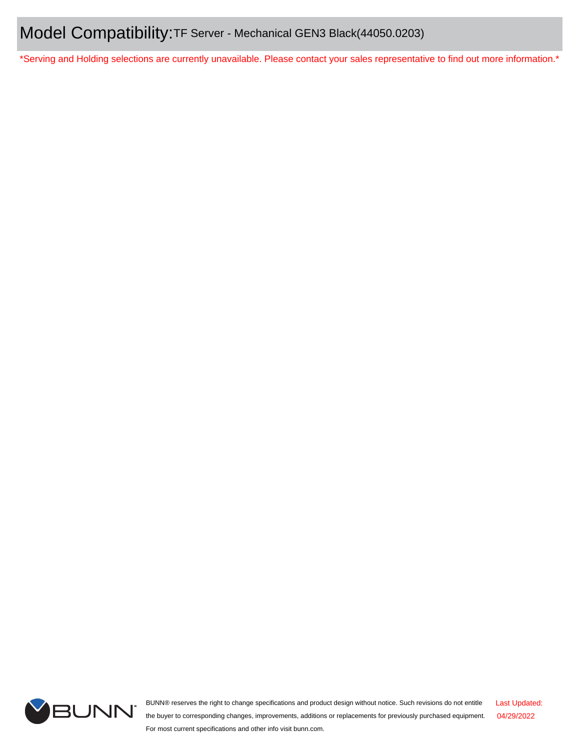# Model Compatibility: TF Server - Mechanical GEN3 Black(44050.0203)

*Serving and Holding selections are currently unavailable. Please contact your sales representative to find out more information.*

BUNN® reserves the right to change specifications and product design without notice. Such revisions do not entitle the buyer to corresponding changes, improvements, additions or replacements for previously purchased equipment. For most current specifications and other info visit bunn.com.

Last Updated: 04/29/2022